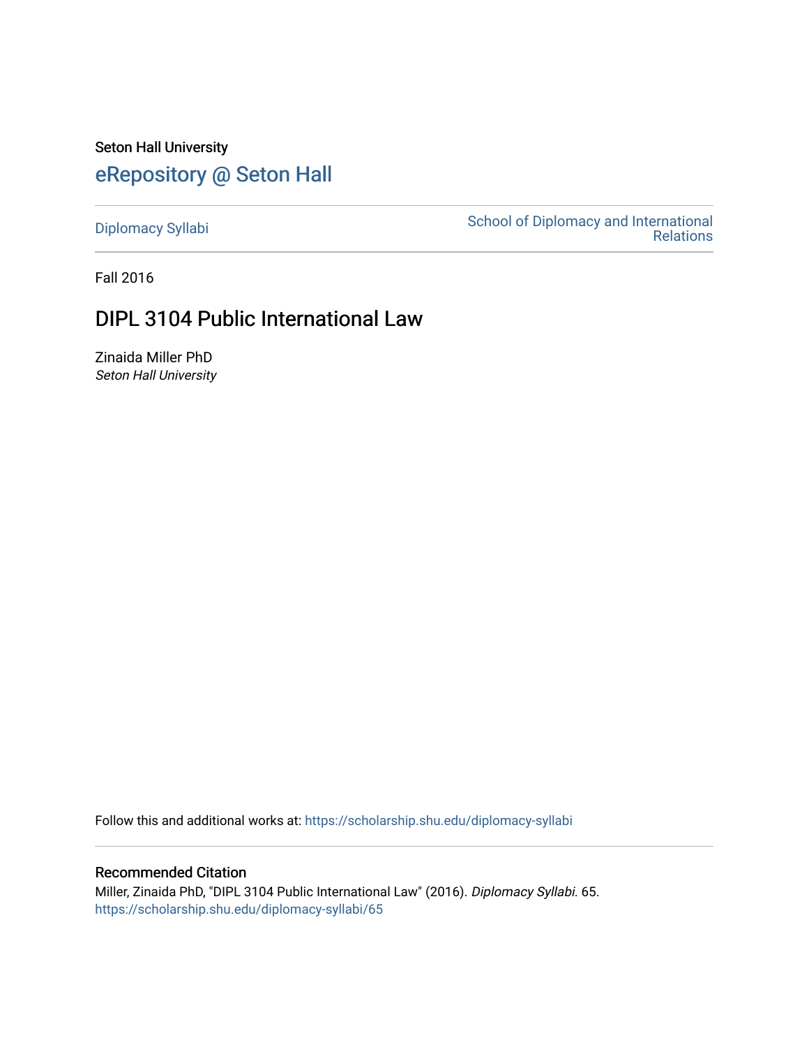Seton Hall University

# eRepository @ Seton Hall

Diplomacy Syllabi

School of Diplomacy and International Relations

Fall 2016

## DIPL 3104 Public International Law

Zinaida Miller PhD

*Seton Hall University*

Follow this and additional works at: https://scholarship.shu.edu/diplomacy-syllabi

### Recommended Citation

Miller, Zinaida PhD, "DIPL 3104 Public International Law" (2016). *Diplomacy Syllabi*. 65.
https://scholarship.shu.edu/diplomacy-syllabi/65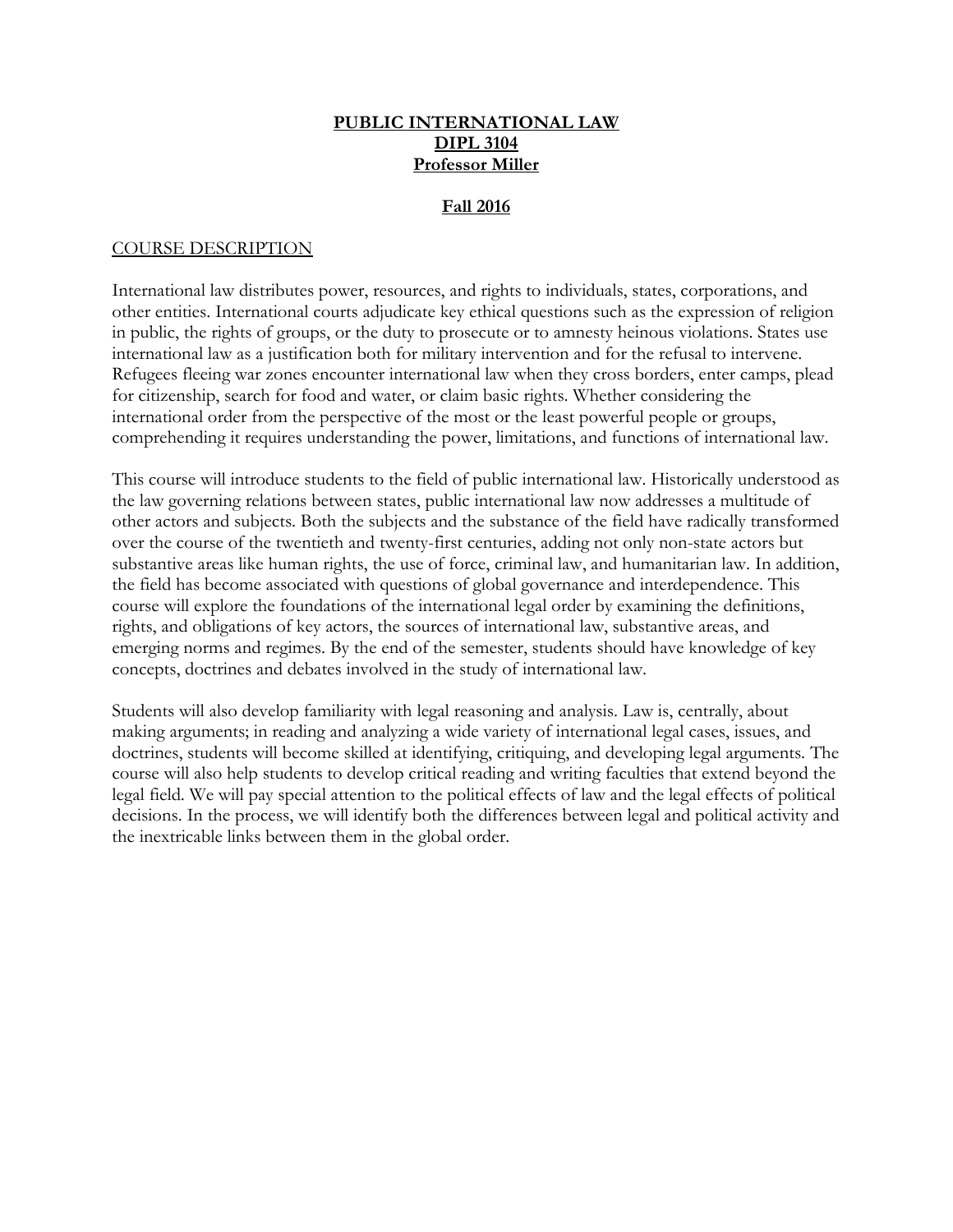# **PUBLIC INTERNATIONAL LAW**
## **DIPL 3104**
## **Professor Miller**

### **Fall 2016**

COURSE DESCRIPTION

International law distributes power, resources, and rights to individuals, states, corporations, and other entities. International courts adjudicate key ethical questions such as the expression of religion in public, the rights of groups, or the duty to prosecute or to amnesty heinous violations. States use international law as a justification both for military intervention and for the refusal to intervene. Refugees fleeing war zones encounter international law when they cross borders, enter camps, plead for citizenship, search for food and water, or claim basic rights. Whether considering the international order from the perspective of the most or the least powerful people or groups, comprehending it requires understanding the power, limitations, and functions of international law.

This course will introduce students to the field of public international law. Historically understood as the law governing relations between states, public international law now addresses a multitude of other actors and subjects. Both the subjects and the substance of the field have radically transformed over the course of the twentieth and twenty-first centuries, adding not only non-state actors but substantive areas like human rights, the use of force, criminal law, and humanitarian law. In addition, the field has become associated with questions of global governance and interdependence. This course will explore the foundations of the international legal order by examining the definitions, rights, and obligations of key actors, the sources of international law, substantive areas, and emerging norms and regimes. By the end of the semester, students should have knowledge of key concepts, doctrines and debates involved in the study of international law.

Students will also develop familiarity with legal reasoning and analysis. Law is, centrally, about making arguments; in reading and analyzing a wide variety of international legal cases, issues, and doctrines, students will become skilled at identifying, critiquing, and developing legal arguments. The course will also help students to develop critical reading and writing faculties that extend beyond the legal field. We will pay special attention to the political effects of law and the legal effects of political decisions. In the process, we will identify both the differences between legal and political activity and the inextricable links between them in the global order.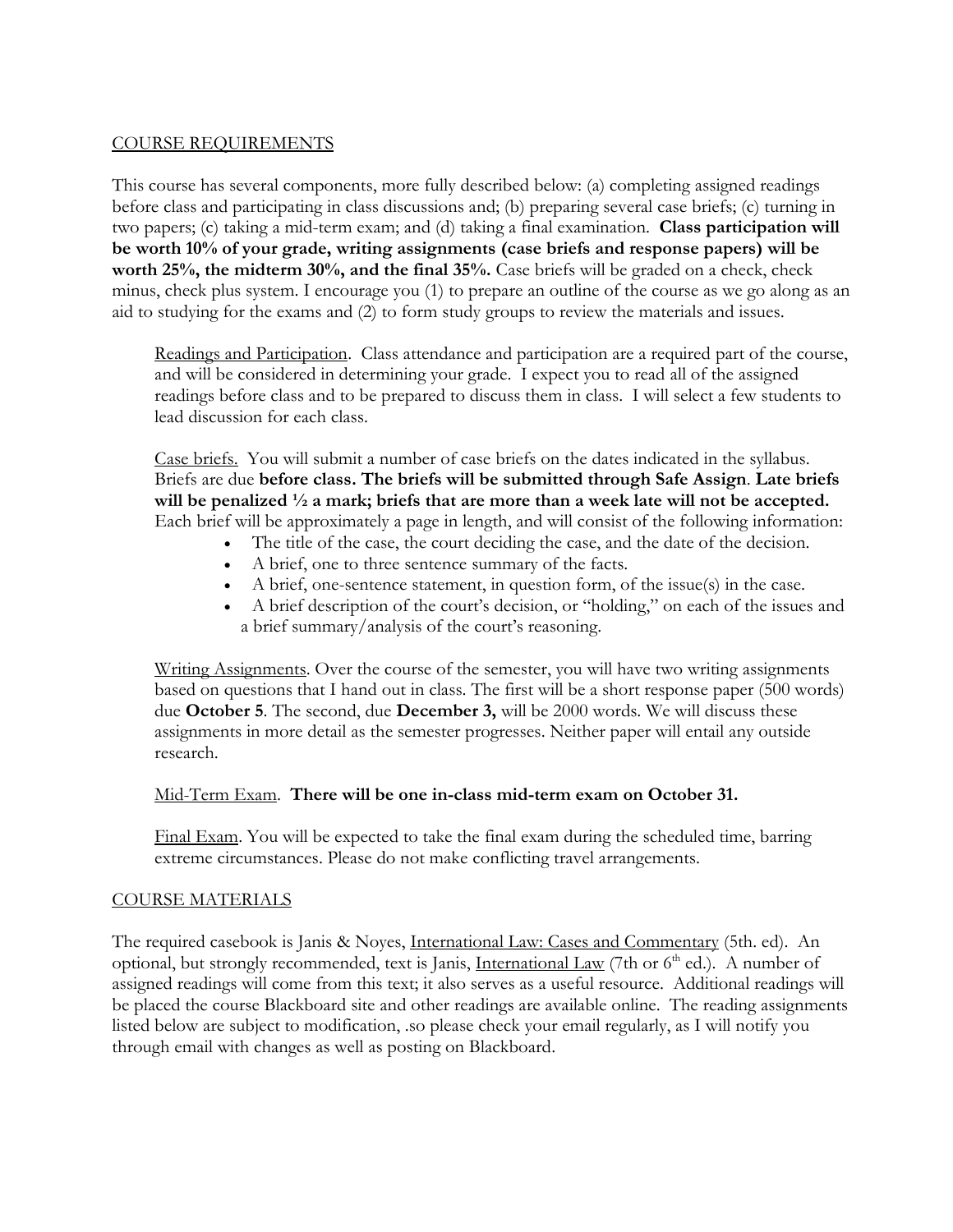## COURSE REQUIREMENTS

This course has several components, more fully described below: (a) completing assigned readings before class and participating in class discussions and; (b) preparing several case briefs; (c) turning in two papers; (c) taking a mid-term exam; and (d) taking a final examination. **Class participation will be worth 10% of your grade, writing assignments (case briefs and response papers) will be worth 25%, the midterm 30%, and the final 35%.** Case briefs will be graded on a check, check minus, check plus system. I encourage you (1) to prepare an outline of the course as we go along as an aid to studying for the exams and (2) to form study groups to review the materials and issues.

Readings and Participation. Class attendance and participation are a required part of the course, and will be considered in determining your grade. I expect you to read all of the assigned readings before class and to be prepared to discuss them in class. I will select a few students to lead discussion for each class.

Case briefs. You will submit a number of case briefs on the dates indicated in the syllabus. Briefs are due **before class. The briefs will be submitted through Safe Assign**. **Late briefs will be penalized ½ a mark; briefs that are more than a week late will not be accepted.** Each brief will be approximately a page in length, and will consist of the following information:

- The title of the case, the court deciding the case, and the date of the decision.
- A brief, one to three sentence summary of the facts.
- A brief, one-sentence statement, in question form, of the issue(s) in the case.
- A brief description of the court's decision, or "holding," on each of the issues and a brief summary/analysis of the court's reasoning.

Writing Assignments. Over the course of the semester, you will have two writing assignments based on questions that I hand out in class. The first will be a short response paper (500 words) due **October 5**. The second, due **December 3,** will be 2000 words. We will discuss these assignments in more detail as the semester progresses. Neither paper will entail any outside research.

Mid-Term Exam. **There will be one in-class mid-term exam on October 31.**

Final Exam. You will be expected to take the final exam during the scheduled time, barring extreme circumstances. Please do not make conflicting travel arrangements.

## COURSE MATERIALS

The required casebook is Janis & Noyes, International Law: Cases and Commentary (5th. ed). An optional, but strongly recommended, text is Janis, International Law (7th or 6th ed.). A number of assigned readings will come from this text; it also serves as a useful resource. Additional readings will be placed the course Blackboard site and other readings are available online. The reading assignments listed below are subject to modification, .so please check your email regularly, as I will notify you through email with changes as well as posting on Blackboard.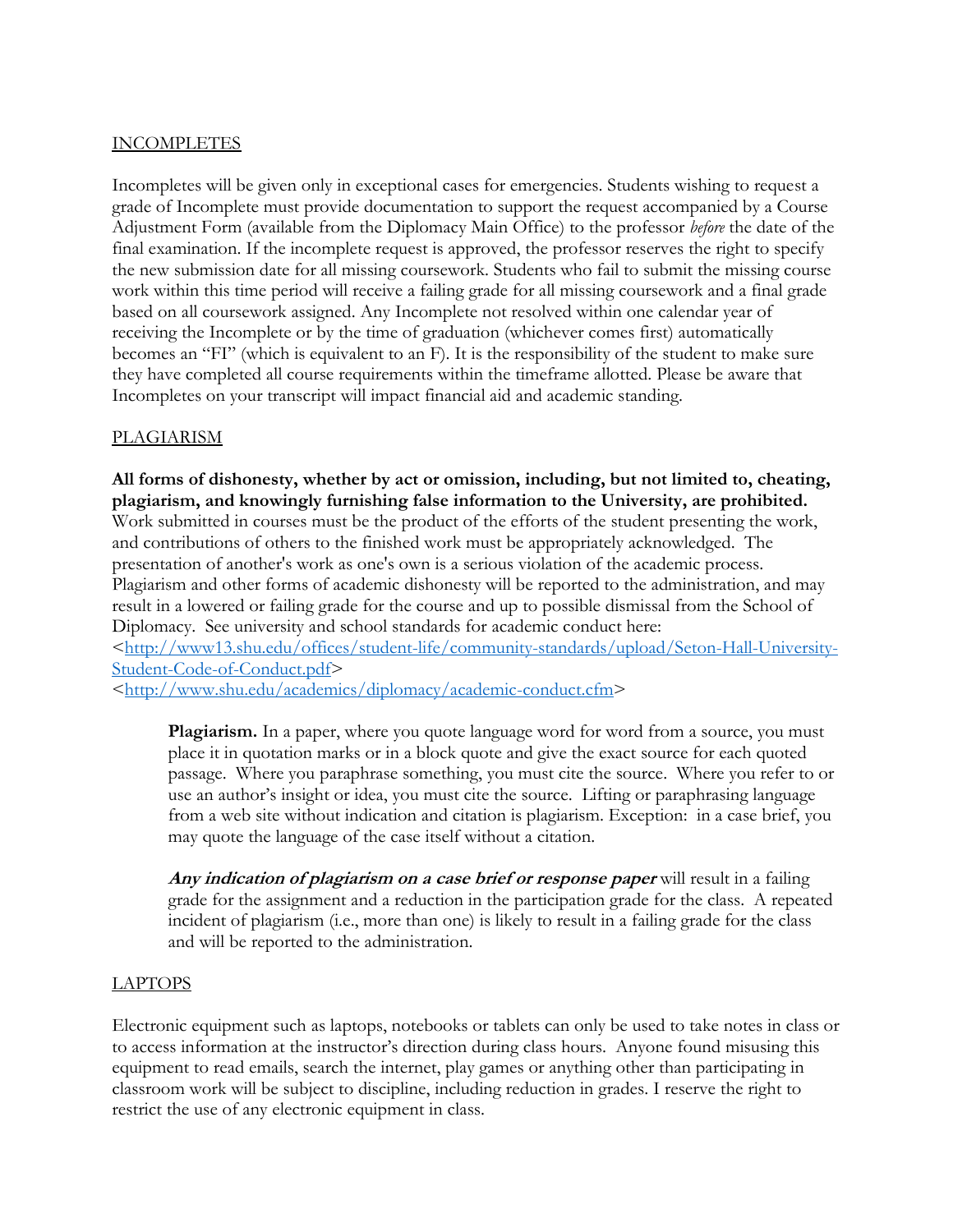## INCOMPLETES

Incompletes will be given only in exceptional cases for emergencies. Students wishing to request a grade of Incomplete must provide documentation to support the request accompanied by a Course Adjustment Form (available from the Diplomacy Main Office) to the professor *before* the date of the final examination. If the incomplete request is approved, the professor reserves the right to specify the new submission date for all missing coursework. Students who fail to submit the missing course work within this time period will receive a failing grade for all missing coursework and a final grade based on all coursework assigned. Any Incomplete not resolved within one calendar year of receiving the Incomplete or by the time of graduation (whichever comes first) automatically becomes an "FI" (which is equivalent to an F). It is the responsibility of the student to make sure they have completed all course requirements within the timeframe allotted. Please be aware that Incompletes on your transcript will impact financial aid and academic standing.

## PLAGIARISM

**All forms of dishonesty, whether by act or omission, including, but not limited to, cheating, plagiarism, and knowingly furnishing false information to the University, are prohibited.** Work submitted in courses must be the product of the efforts of the student presenting the work, and contributions of others to the finished work must be appropriately acknowledged. The presentation of another's work as one's own is a serious violation of the academic process. Plagiarism and other forms of academic dishonesty will be reported to the administration, and may result in a lowered or failing grade for the course and up to possible dismissal from the School of Diplomacy. See university and school standards for academic conduct here:
<http://www13.shu.edu/offices/student-life/community-standards/upload/Seton-Hall-University-Student-Code-of-Conduct.pdf>
<http://www.shu.edu/academics/diplomacy/academic-conduct.cfm>

> **Plagiarism.** In a paper, where you quote language word for word from a source, you must place it in quotation marks or in a block quote and give the exact source for each quoted passage. Where you paraphrase something, you must cite the source. Where you refer to or use an author's insight or idea, you must cite the source. Lifting or paraphrasing language from a web site without indication and citation is plagiarism. Exception: in a case brief, you may quote the language of the case itself without a citation.
>
> ***Any indication of plagiarism on a case brief or response paper*** will result in a failing grade for the assignment and a reduction in the participation grade for the class. A repeated incident of plagiarism (i.e., more than one) is likely to result in a failing grade for the class and will be reported to the administration.

## LAPTOPS

Electronic equipment such as laptops, notebooks or tablets can only be used to take notes in class or to access information at the instructor's direction during class hours. Anyone found misusing this equipment to read emails, search the internet, play games or anything other than participating in classroom work will be subject to discipline, including reduction in grades. I reserve the right to restrict the use of any electronic equipment in class.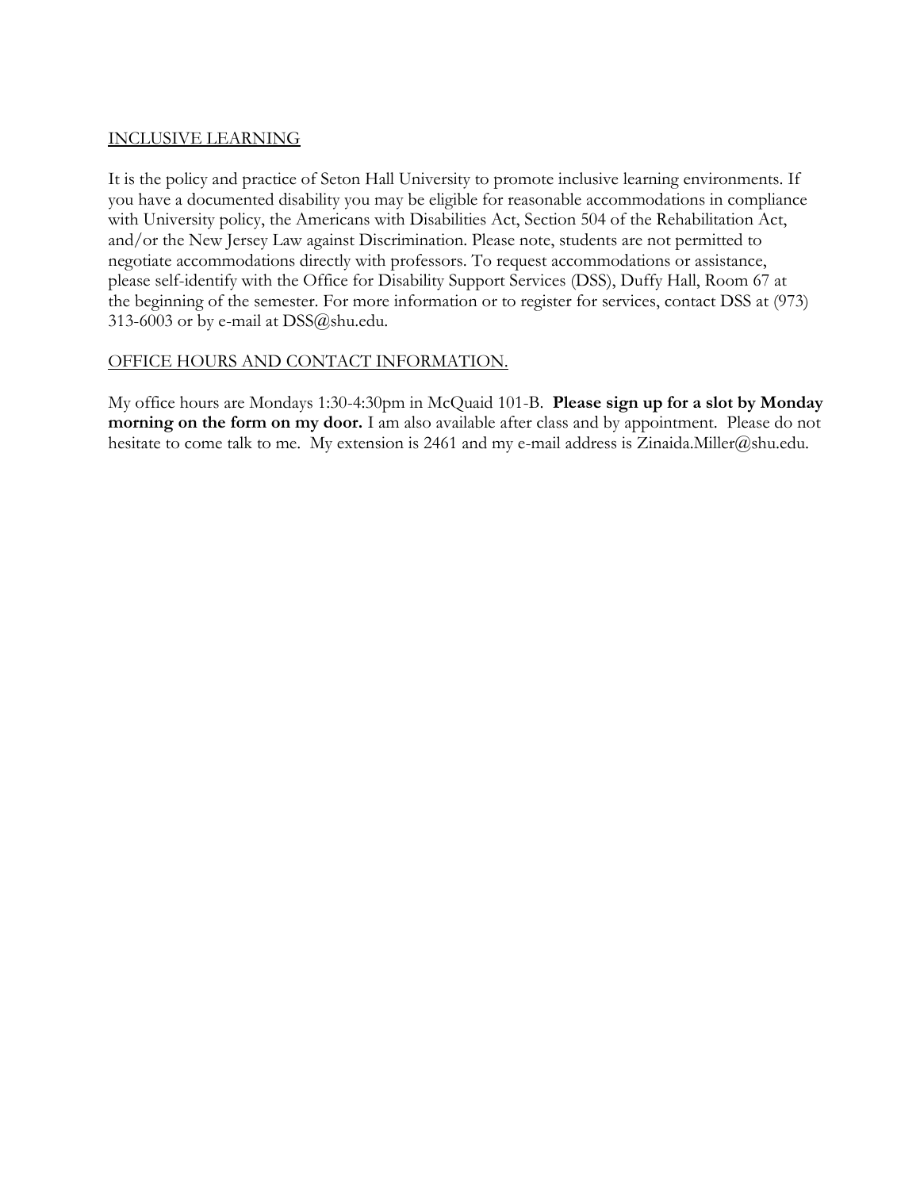## INCLUSIVE LEARNING

It is the policy and practice of Seton Hall University to promote inclusive learning environments. If you have a documented disability you may be eligible for reasonable accommodations in compliance with University policy, the Americans with Disabilities Act, Section 504 of the Rehabilitation Act, and/or the New Jersey Law against Discrimination. Please note, students are not permitted to negotiate accommodations directly with professors. To request accommodations or assistance, please self-identify with the Office for Disability Support Services (DSS), Duffy Hall, Room 67 at the beginning of the semester. For more information or to register for services, contact DSS at (973) 313-6003 or by e-mail at DSS@shu.edu.

## OFFICE HOURS AND CONTACT INFORMATION.

My office hours are Mondays 1:30-4:30pm in McQuaid 101-B. **Please sign up for a slot by Monday morning on the form on my door.** I am also available after class and by appointment. Please do not hesitate to come talk to me. My extension is 2461 and my e-mail address is Zinaida.Miller@shu.edu.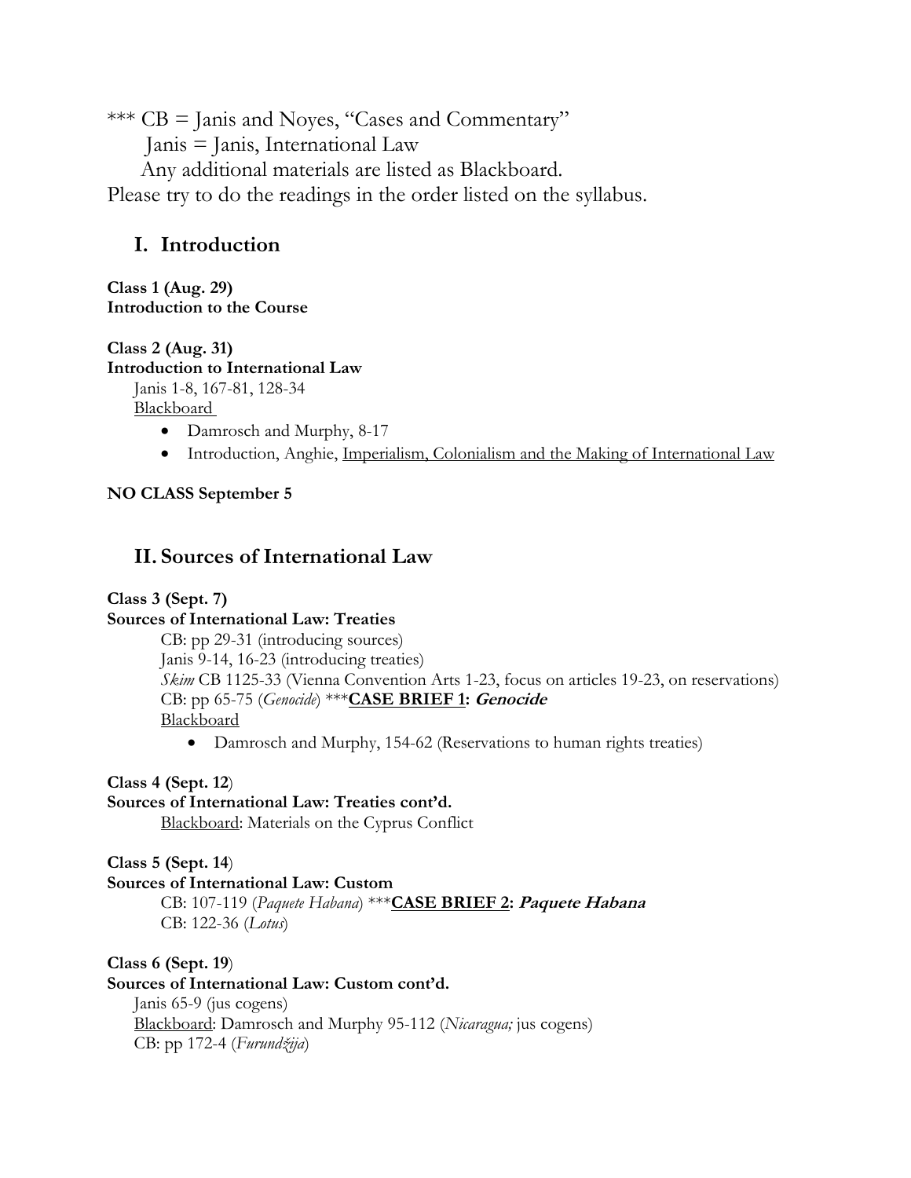*** CB = Janis and Noyes, "Cases and Commentary"
Janis = Janis, International Law
Any additional materials are listed as Blackboard.
Please try to do the readings in the order listed on the syllabus.

## I. Introduction

**Class 1 (Aug. 29)**
**Introduction to the Course**

**Class 2 (Aug. 31)**
**Introduction to International Law**
Janis 1-8, 167-81, 128-34
Blackboard

- Damrosch and Murphy, 8-17
- Introduction, Anghie, Imperialism, Colonialism and the Making of International Law

**NO CLASS September 5**

## II. Sources of International Law

**Class 3 (Sept. 7)**
**Sources of International Law: Treaties**
CB: pp 29-31 (introducing sources)
Janis 9-14, 16-23 (introducing treaties)
*Skim* CB 1125-33 (Vienna Convention Arts 1-23, focus on articles 19-23, on reservations)
CB: pp 65-75 (*Genocide*) ***<u>**CASE BRIEF 1**</u>**: *Genocide***
Blackboard

- Damrosch and Murphy, 154-62 (Reservations to human rights treaties)

**Class 4 (Sept. 12)**
**Sources of International Law: Treaties cont'd.**
Blackboard: Materials on the Cyprus Conflict

**Class 5 (Sept. 14)**
**Sources of International Law: Custom**
CB: 107-119 (*Paquete Habana*) ***<u>**CASE BRIEF 2**</u>**: *Paquete Habana***
CB: 122-36 (*Lotus*)

**Class 6 (Sept. 19)**
**Sources of International Law: Custom cont'd.**
Janis 65-9 (jus cogens)
Blackboard: Damrosch and Murphy 95-112 (*Nicaragua;* jus cogens)
CB: pp 172-4 (*Furundžija*)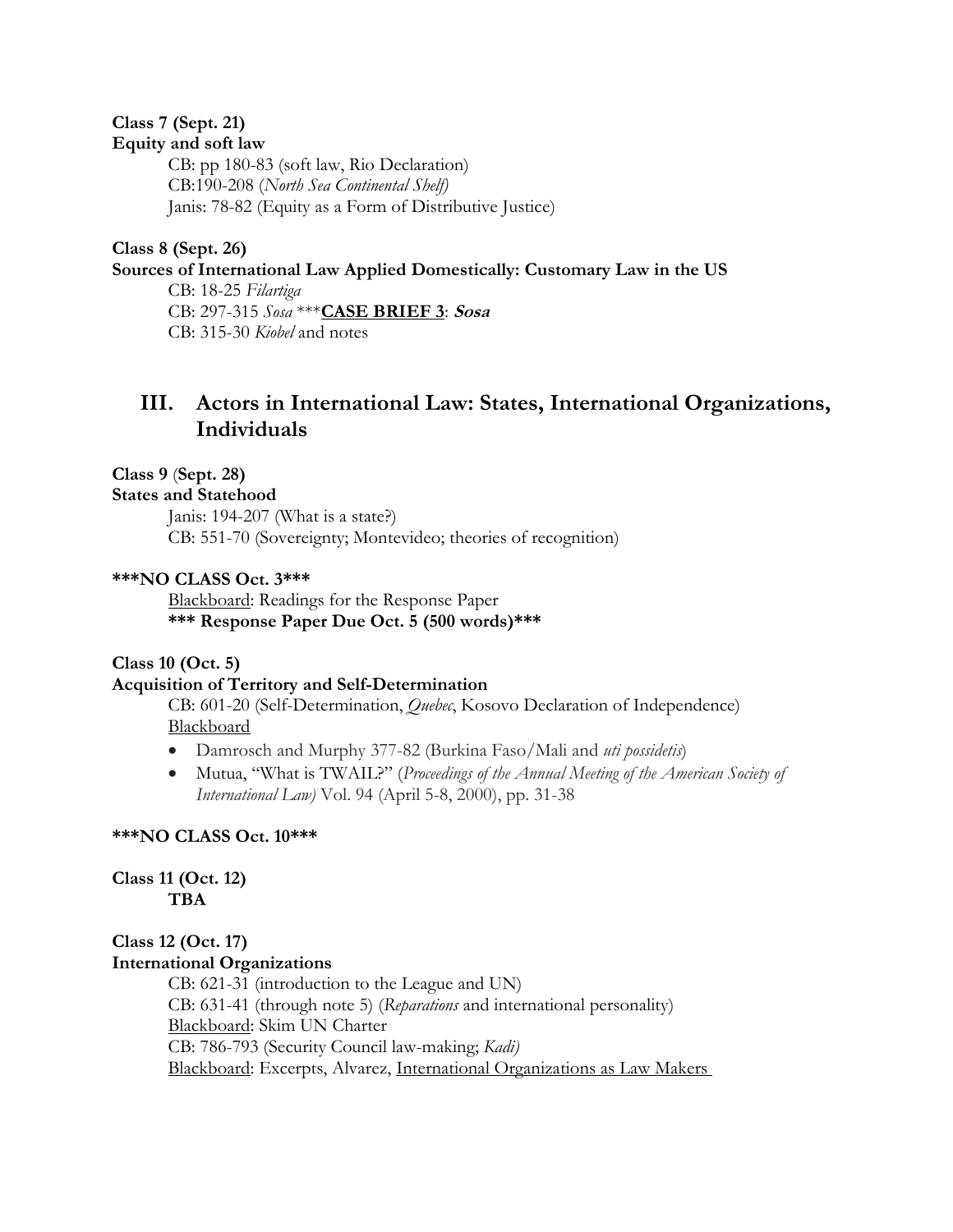**Class 7 (Sept. 21)**
**Equity and soft law**

CB: pp 180-83 (soft law, Rio Declaration)
CB:190-208 (*North Sea Continental Shelf)*
Janis: 78-82 (Equity as a Form of Distributive Justice)

**Class 8 (Sept. 26)**
**Sources of International Law Applied Domestically: Customary Law in the US**

CB: 18-25 *Filartiga*
CB: 297-315 *Sosa* ***<u>**CASE BRIEF 3**</u>: ***Sosa***
CB: 315-30 *Kiobel* and notes

## III. Actors in International Law: States, International Organizations, Individuals

**Class 9** (**Sept. 28)**
**States and Statehood**

Janis: 194-207 (What is a state?)
CB: 551-70 (Sovereignty; Montevideo; theories of recognition)

**\*\*\*NO CLASS Oct. 3\*\*\***

<u>Blackboard</u>: Readings for the Response Paper
**\*\*\* Response Paper Due Oct. 5 (500 words)\*\*\***

**Class 10 (Oct. 5)**
**Acquisition of Territory and Self-Determination**

CB: 601-20 (Self-Determination, *Quebec*, Kosovo Declaration of Independence)
<u>Blackboard</u>

- Damrosch and Murphy 377-82 (Burkina Faso/Mali and *uti possidetis*)
- Mutua, "What is TWAIL?" (*Proceedings of the Annual Meeting of the American Society of International Law)* Vol. 94 (April 5-8, 2000), pp. 31-38

**\*\*\*NO CLASS Oct. 10\*\*\***

**Class 11 (Oct. 12)**
**TBA**

**Class 12 (Oct. 17)**
**International Organizations**

CB: 621-31 (introduction to the League and UN)
CB: 631-41 (through note 5) (*Reparations* and international personality)
<u>Blackboard</u>: Skim UN Charter
CB: 786-793 (Security Council law-making; *Kadi)*
<u>Blackboard</u>: Excerpts, Alvarez, <u>International Organizations as Law Makers</u>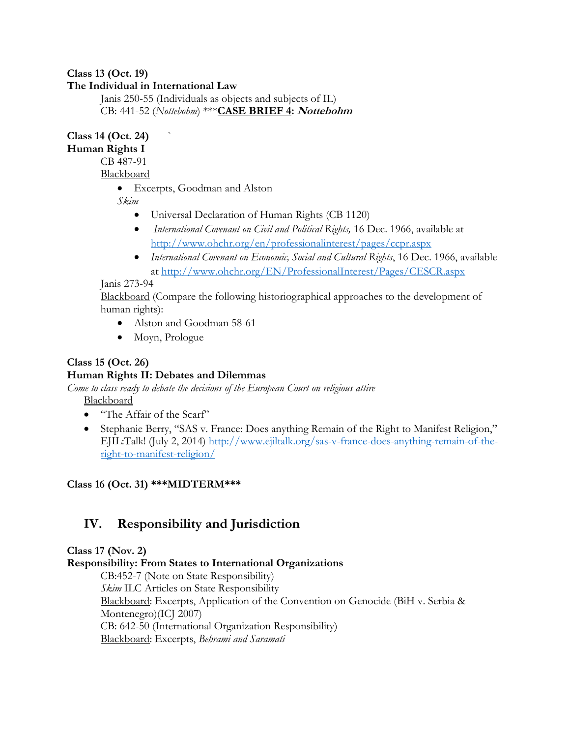**Class 13 (Oct. 19)**
**The Individual in International Law**

Janis 250-55 (Individuals as objects and subjects of IL)
CB: 441-52 (*Nottebohm*) *****CASE BRIEF 4: *Nottebohm***

**Class 14 (Oct. 24)** `
**Human Rights I**

CB 487-91
Blackboard

- Excerpts, Goodman and Alston

*Skim*

- Universal Declaration of Human Rights (CB 1120)
- *International Covenant on Civil and Political Rights,* 16 Dec. 1966, available at http://www.ohchr.org/en/professionalinterest/pages/ccpr.aspx
- *International Covenant on Economic, Social and Cultural Rights*, 16 Dec. 1966, available at http://www.ohchr.org/EN/ProfessionalInterest/Pages/CESCR.aspx

Janis 273-94
Blackboard (Compare the following historiographical approaches to the development of human rights):

- Alston and Goodman 58-61
- Moyn, Prologue

**Class 15 (Oct. 26)**
**Human Rights II: Debates and Dilemmas**

*Come to class ready to debate the decisions of the European Court on religious attire*

Blackboard

- "The Affair of the Scarf"
- Stephanie Berry, "SAS v. France: Does anything Remain of the Right to Manifest Religion," EJIL:Talk! (July 2, 2014) http://www.ejiltalk.org/sas-v-france-does-anything-remain-of-the-right-to-manifest-religion/

**Class 16 (Oct. 31) ***MIDTERM*****

## IV. Responsibility and Jurisdiction

**Class 17 (Nov. 2)**
**Responsibility: From States to International Organizations**

CB:452-7 (Note on State Responsibility)
*Skim* ILC Articles on State Responsibility
Blackboard: Excerpts, Application of the Convention on Genocide (BiH v. Serbia & Montenegro)(ICJ 2007)
CB: 642-50 (International Organization Responsibility)
Blackboard: Excerpts, *Behrami and Saramati*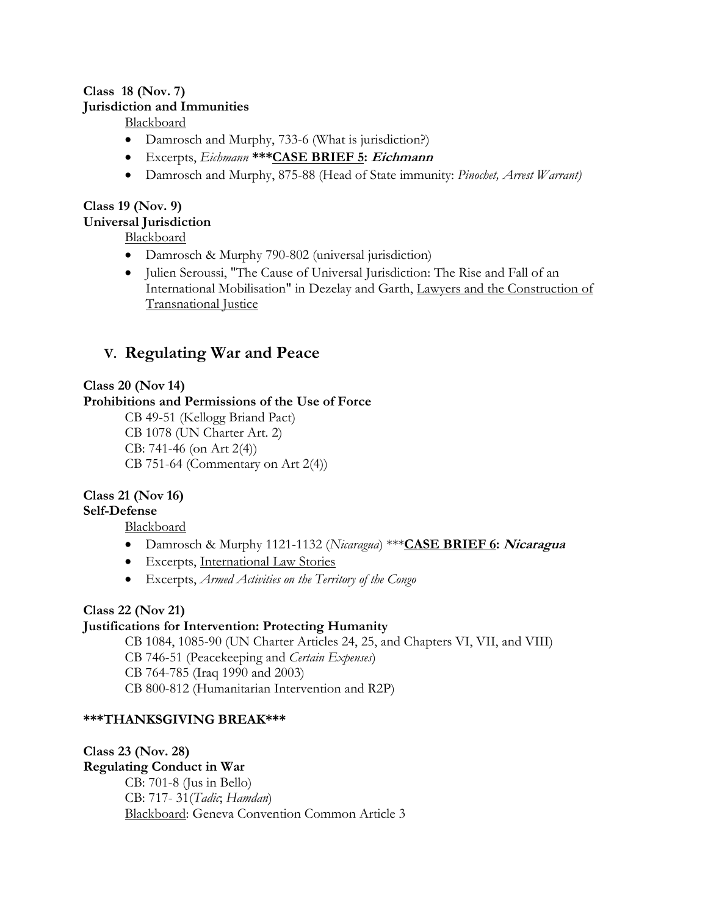**Class 18 (Nov. 7)**
**Jurisdiction and Immunities**

Blackboard

- Damrosch and Murphy, 733-6 (What is jurisdiction?)
- Excerpts, *Eichmann* *****CASE BRIEF 5**: ***Eichmann***
- Damrosch and Murphy, 875-88 (Head of State immunity: *Pinochet, Arrest Warrant)*

**Class 19 (Nov. 9)**
**Universal Jurisdiction**

Blackboard

- Damrosch & Murphy 790-802 (universal jurisdiction)
- Julien Seroussi, "The Cause of Universal Jurisdiction: The Rise and Fall of an International Mobilisation" in Dezelay and Garth, Lawyers and the Construction of Transnational Justice

## V. Regulating War and Peace

**Class 20 (Nov 14)**
**Prohibitions and Permissions of the Use of Force**

CB 49-51 (Kellogg Briand Pact)
CB 1078 (UN Charter Art. 2)
CB: 741-46 (on Art 2(4))
CB 751-64 (Commentary on Art 2(4))

**Class 21 (Nov 16)**
**Self-Defense**

Blackboard

- Damrosch & Murphy 1121-1132 (*Nicaragua*) *****CASE BRIEF 6**: ***Nicaragua***
- Excerpts, International Law Stories
- Excerpts, *Armed Activities on the Territory of the Congo*

**Class 22 (Nov 21)**
**Justifications for Intervention: Protecting Humanity**

CB 1084, 1085-90 (UN Charter Articles 24, 25, and Chapters VI, VII, and VIII)
CB 746-51 (Peacekeeping and *Certain Expenses*)
CB 764-785 (Iraq 1990 and 2003)
CB 800-812 (Humanitarian Intervention and R2P)

*****THANKSGIVING BREAK*****

**Class 23 (Nov. 28)**
**Regulating Conduct in War**

CB: 701-8 (Jus in Bello)
CB: 717- 31(*Tadic*; *Hamdan*)
Blackboard: Geneva Convention Common Article 3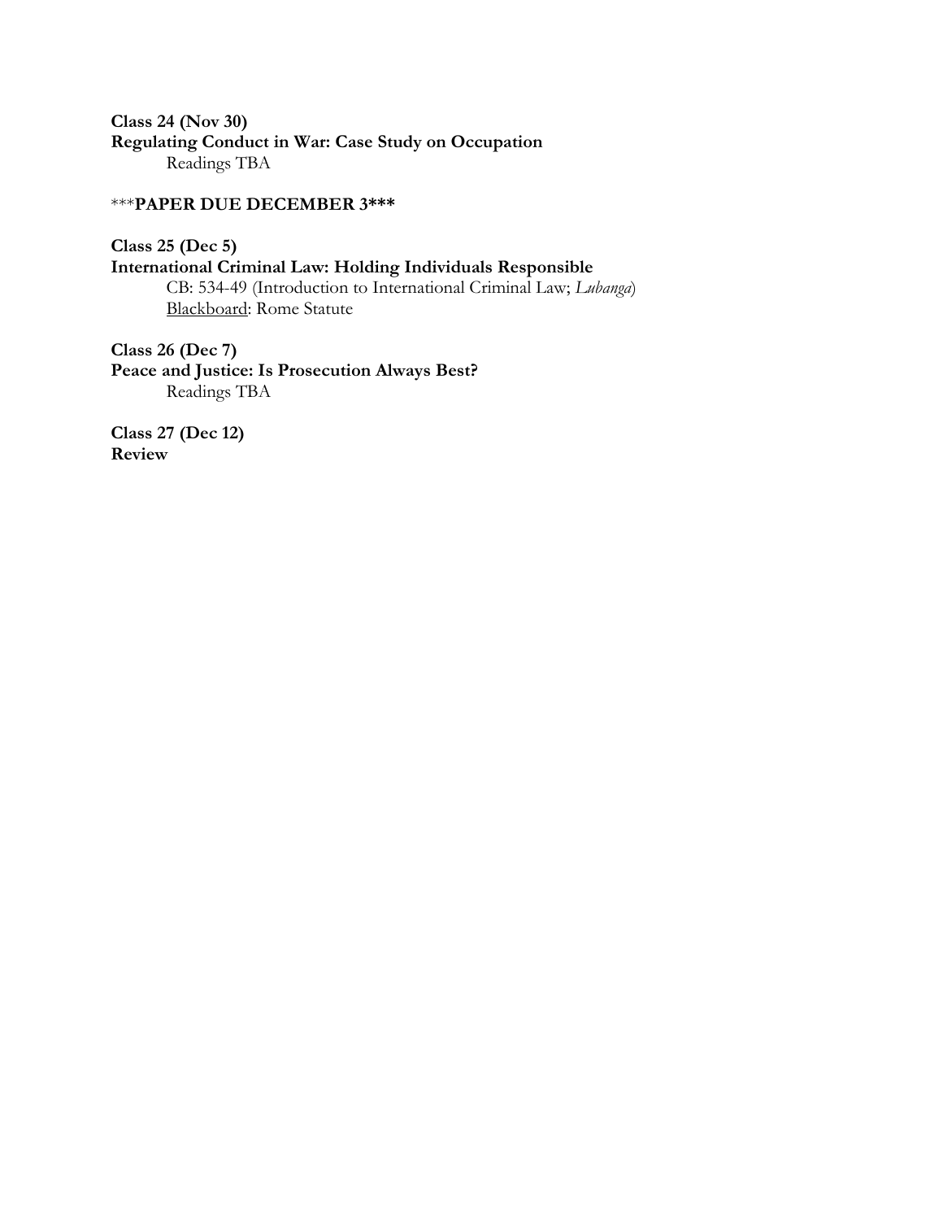**Class 24 (Nov 30)**
**Regulating Conduct in War: Case Study on Occupation**
Readings TBA

***__PAPER DUE DECEMBER 3__***

**Class 25 (Dec 5)**
**International Criminal Law: Holding Individuals Responsible**
CB: 534-49 (Introduction to International Criminal Law; *Lubanga*)
Blackboard: Rome Statute

**Class 26 (Dec 7)**
**Peace and Justice: Is Prosecution Always Best?**
Readings TBA

**Class 27 (Dec 12)**
**Review**